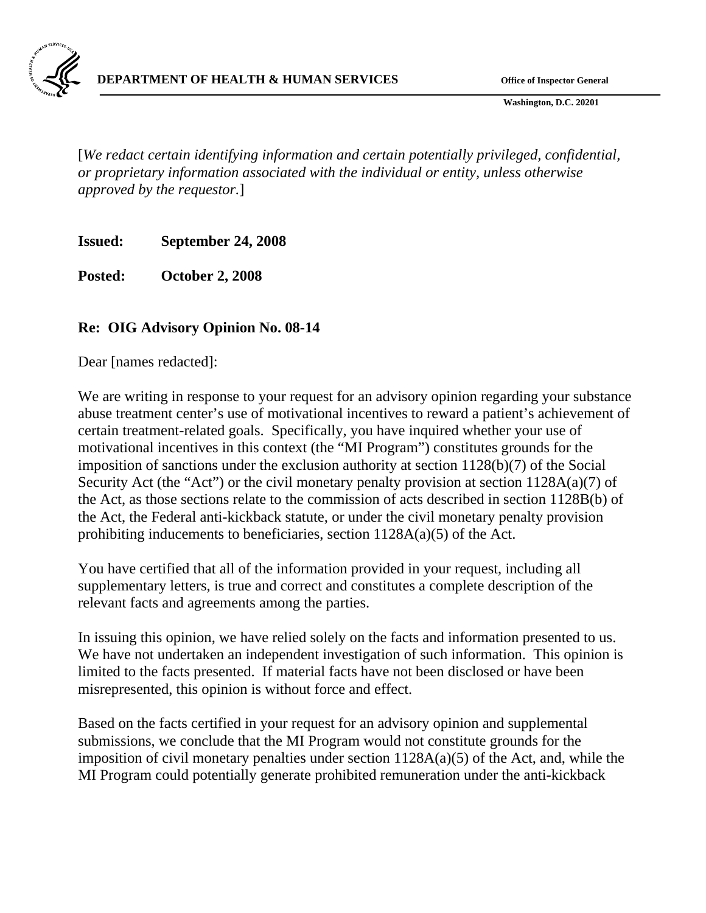**DEPARTMENT OF HEALTH & HUMAN SERVICES** **Office of Inspector General**

**Washington, D.C. 20201**

[*We redact certain identifying information and certain potentially privileged, confidential, or proprietary information associated with the individual or entity, unless otherwise approved by the requestor.*]

**Issued: September 24, 2008**

**Posted: October 2, 2008**

**Re: OIG Advisory Opinion No. 08-14**

Dear [names redacted]:

We are writing in response to your request for an advisory opinion regarding your substance abuse treatment center's use of motivational incentives to reward a patient's achievement of certain treatment-related goals. Specifically, you have inquired whether your use of motivational incentives in this context (the "MI Program") constitutes grounds for the imposition of sanctions under the exclusion authority at section 1128(b)(7) of the Social Security Act (the "Act") or the civil monetary penalty provision at section 1128A(a)(7) of the Act, as those sections relate to the commission of acts described in section 1128B(b) of the Act, the Federal anti-kickback statute, or under the civil monetary penalty provision prohibiting inducements to beneficiaries, section 1128A(a)(5) of the Act.

You have certified that all of the information provided in your request, including all supplementary letters, is true and correct and constitutes a complete description of the relevant facts and agreements among the parties.

In issuing this opinion, we have relied solely on the facts and information presented to us. We have not undertaken an independent investigation of such information. This opinion is limited to the facts presented. If material facts have not been disclosed or have been misrepresented, this opinion is without force and effect.

Based on the facts certified in your request for an advisory opinion and supplemental submissions, we conclude that the MI Program would not constitute grounds for the imposition of civil monetary penalties under section 1128A(a)(5) of the Act, and, while the MI Program could potentially generate prohibited remuneration under the anti-kickback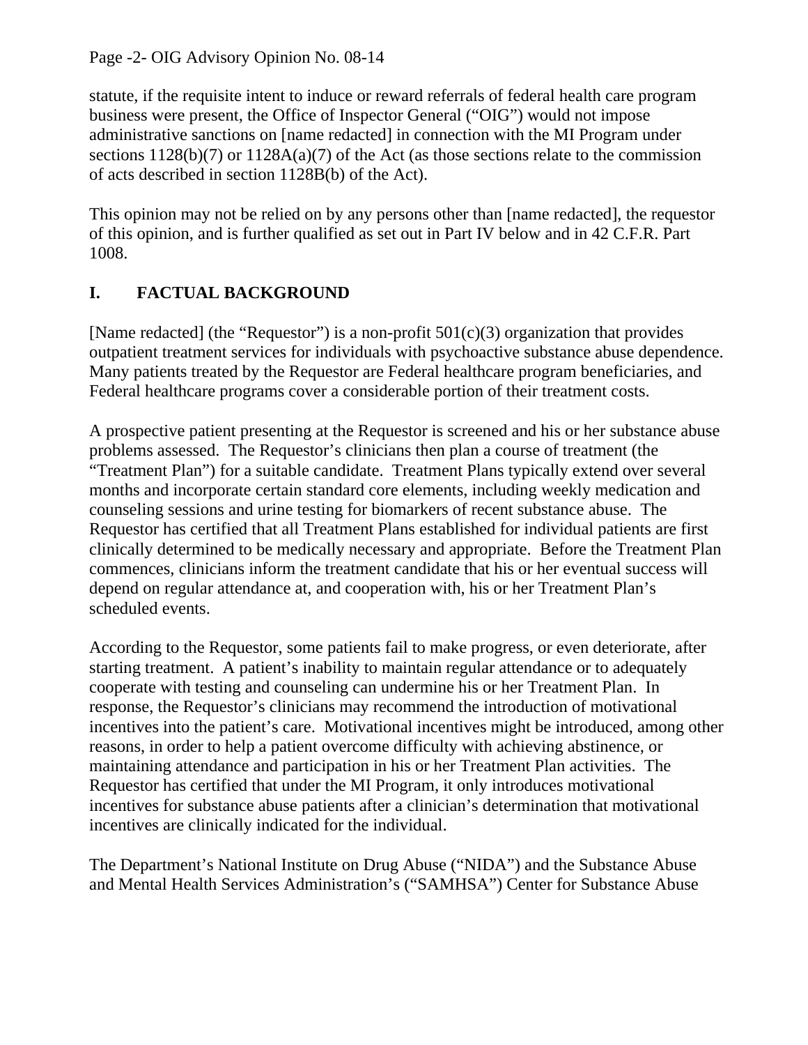statute, if the requisite intent to induce or reward referrals of federal health care program business were present, the Office of Inspector General ("OIG") would not impose administrative sanctions on [name redacted] in connection with the MI Program under sections 1128(b)(7) or 1128A(a)(7) of the Act (as those sections relate to the commission of acts described in section 1128B(b) of the Act).

This opinion may not be relied on by any persons other than [name redacted], the requestor of this opinion, and is further qualified as set out in Part IV below and in 42 C.F.R. Part 1008.

## I. FACTUAL BACKGROUND

[Name redacted] (the "Requestor") is a non-profit 501(c)(3) organization that provides outpatient treatment services for individuals with psychoactive substance abuse dependence. Many patients treated by the Requestor are Federal healthcare program beneficiaries, and Federal healthcare programs cover a considerable portion of their treatment costs.

A prospective patient presenting at the Requestor is screened and his or her substance abuse problems assessed. The Requestor's clinicians then plan a course of treatment (the "Treatment Plan") for a suitable candidate. Treatment Plans typically extend over several months and incorporate certain standard core elements, including weekly medication and counseling sessions and urine testing for biomarkers of recent substance abuse. The Requestor has certified that all Treatment Plans established for individual patients are first clinically determined to be medically necessary and appropriate. Before the Treatment Plan commences, clinicians inform the treatment candidate that his or her eventual success will depend on regular attendance at, and cooperation with, his or her Treatment Plan's scheduled events.

According to the Requestor, some patients fail to make progress, or even deteriorate, after starting treatment. A patient's inability to maintain regular attendance or to adequately cooperate with testing and counseling can undermine his or her Treatment Plan. In response, the Requestor's clinicians may recommend the introduction of motivational incentives into the patient's care. Motivational incentives might be introduced, among other reasons, in order to help a patient overcome difficulty with achieving abstinence, or maintaining attendance and participation in his or her Treatment Plan activities. The Requestor has certified that under the MI Program, it only introduces motivational incentives for substance abuse patients after a clinician's determination that motivational incentives are clinically indicated for the individual.

The Department's National Institute on Drug Abuse ("NIDA") and the Substance Abuse and Mental Health Services Administration's ("SAMHSA") Center for Substance Abuse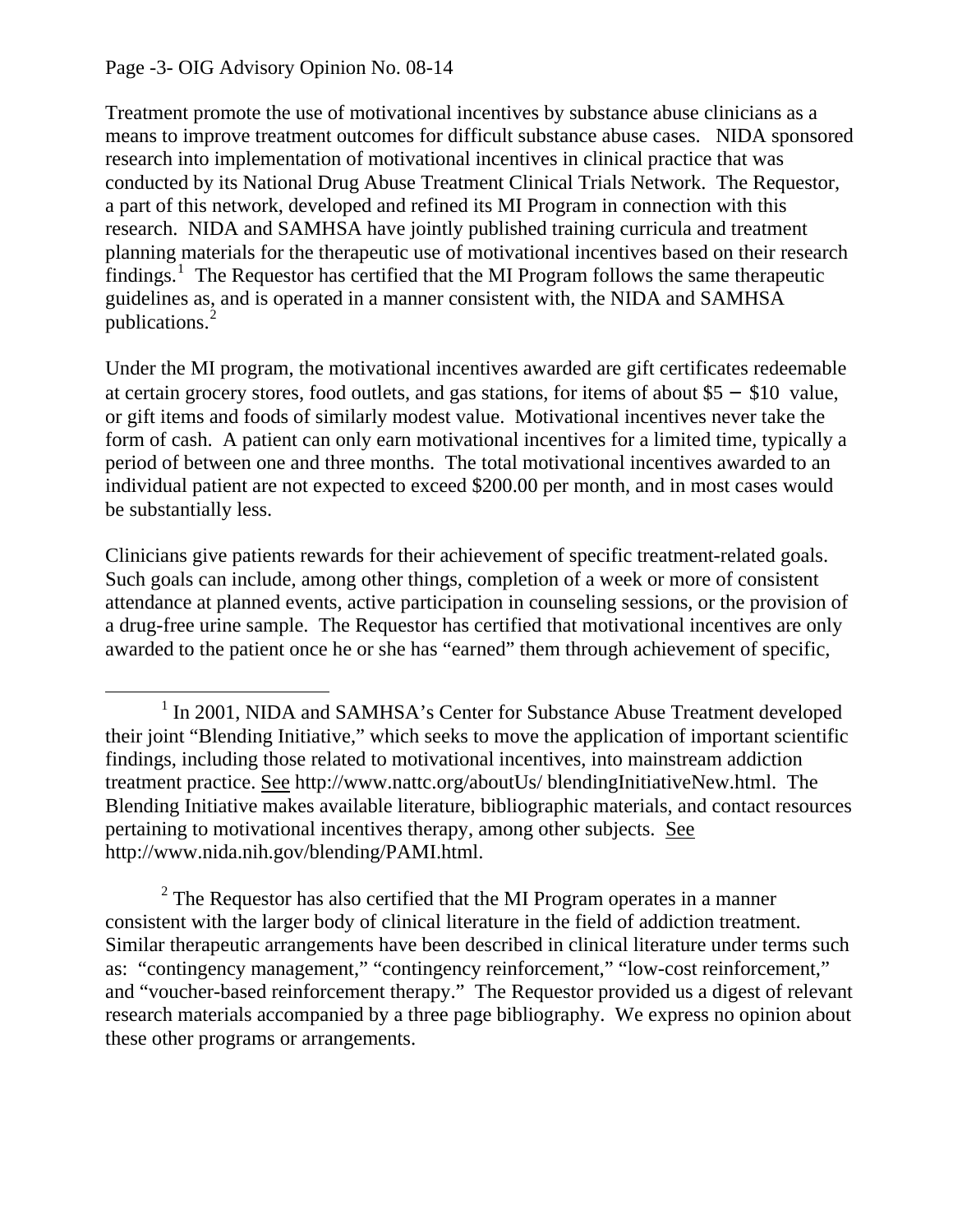Treatment promote the use of motivational incentives by substance abuse clinicians as a means to improve treatment outcomes for difficult substance abuse cases. NIDA sponsored research into implementation of motivational incentives in clinical practice that was conducted by its National Drug Abuse Treatment Clinical Trials Network. The Requestor, a part of this network, developed and refined its MI Program in connection with this research. NIDA and SAMHSA have jointly published training curricula and treatment planning materials for the therapeutic use of motivational incentives based on their research findings.[1] The Requestor has certified that the MI Program follows the same therapeutic guidelines as, and is operated in a manner consistent with, the NIDA and SAMHSA publications.[2]

Under the MI program, the motivational incentives awarded are gift certificates redeemable at certain grocery stores, food outlets, and gas stations, for items of about $5 – $10 value, or gift items and foods of similarly modest value. Motivational incentives never take the form of cash. A patient can only earn motivational incentives for a limited time, typically a period of between one and three months. The total motivational incentives awarded to an individual patient are not expected to exceed $200.00 per month, and in most cases would be substantially less.

Clinicians give patients rewards for their achievement of specific treatment-related goals. Such goals can include, among other things, completion of a week or more of consistent attendance at planned events, active participation in counseling sessions, or the provision of a drug-free urine sample. The Requestor has certified that motivational incentives are only awarded to the patient once he or she has "earned" them through achievement of specific,

---

[1] In 2001, NIDA and SAMHSA's Center for Substance Abuse Treatment developed their joint "Blending Initiative," which seeks to move the application of important scientific findings, including those related to motivational incentives, into mainstream addiction treatment practice. See http://www.nattc.org/aboutUs/ blendingInitiativeNew.html. The Blending Initiative makes available literature, bibliographic materials, and contact resources pertaining to motivational incentives therapy, among other subjects. See http://www.nida.nih.gov/blending/PAMI.html.

[2] The Requestor has also certified that the MI Program operates in a manner consistent with the larger body of clinical literature in the field of addiction treatment. Similar therapeutic arrangements have been described in clinical literature under terms such as: "contingency management," "contingency reinforcement," "low-cost reinforcement," and "voucher-based reinforcement therapy." The Requestor provided us a digest of relevant research materials accompanied by a three page bibliography. We express no opinion about these other programs or arrangements.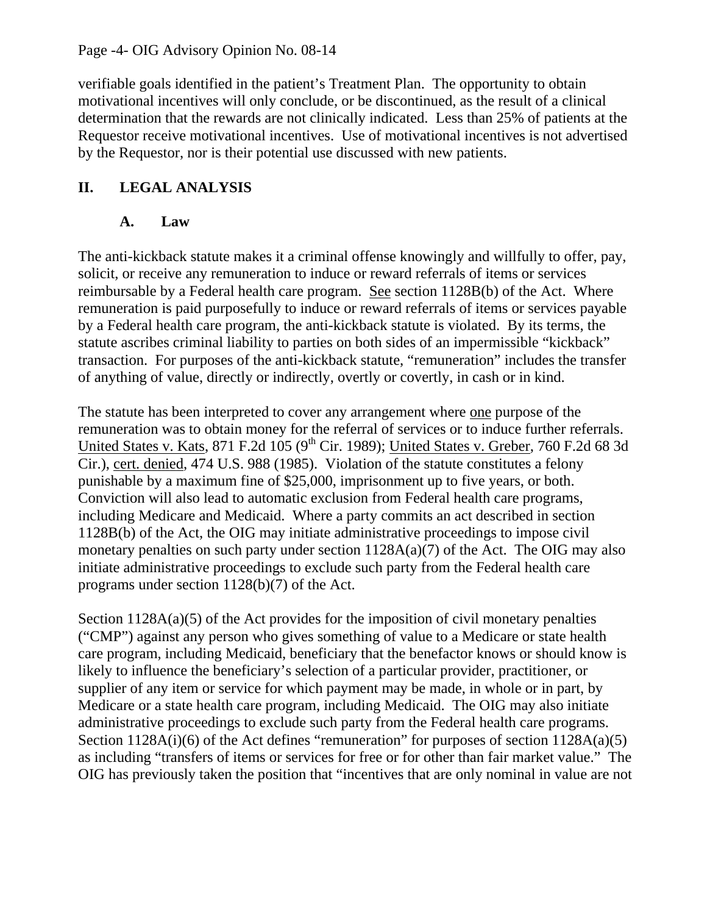verifiable goals identified in the patient's Treatment Plan. The opportunity to obtain motivational incentives will only conclude, or be discontinued, as the result of a clinical determination that the rewards are not clinically indicated. Less than 25% of patients at the Requestor receive motivational incentives. Use of motivational incentives is not advertised by the Requestor, nor is their potential use discussed with new patients.

## II. LEGAL ANALYSIS

### A. Law

The anti-kickback statute makes it a criminal offense knowingly and willfully to offer, pay, solicit, or receive any remuneration to induce or reward referrals of items or services reimbursable by a Federal health care program. See section 1128B(b) of the Act. Where remuneration is paid purposefully to induce or reward referrals of items or services payable by a Federal health care program, the anti-kickback statute is violated. By its terms, the statute ascribes criminal liability to parties on both sides of an impermissible "kickback" transaction. For purposes of the anti-kickback statute, "remuneration" includes the transfer of anything of value, directly or indirectly, overtly or covertly, in cash or in kind.

The statute has been interpreted to cover any arrangement where one purpose of the remuneration was to obtain money for the referral of services or to induce further referrals. United States v. Kats, 871 F.2d 105 (9th Cir. 1989); United States v. Greber, 760 F.2d 68 3d Cir.), cert. denied, 474 U.S. 988 (1985). Violation of the statute constitutes a felony punishable by a maximum fine of $25,000, imprisonment up to five years, or both. Conviction will also lead to automatic exclusion from Federal health care programs, including Medicare and Medicaid. Where a party commits an act described in section 1128B(b) of the Act, the OIG may initiate administrative proceedings to impose civil monetary penalties on such party under section 1128A(a)(7) of the Act. The OIG may also initiate administrative proceedings to exclude such party from the Federal health care programs under section 1128(b)(7) of the Act.

Section 1128A(a)(5) of the Act provides for the imposition of civil monetary penalties ("CMP") against any person who gives something of value to a Medicare or state health care program, including Medicaid, beneficiary that the benefactor knows or should know is likely to influence the beneficiary's selection of a particular provider, practitioner, or supplier of any item or service for which payment may be made, in whole or in part, by Medicare or a state health care program, including Medicaid. The OIG may also initiate administrative proceedings to exclude such party from the Federal health care programs. Section 1128A(i)(6) of the Act defines "remuneration" for purposes of section 1128A(a)(5) as including "transfers of items or services for free or for other than fair market value." The OIG has previously taken the position that "incentives that are only nominal in value are not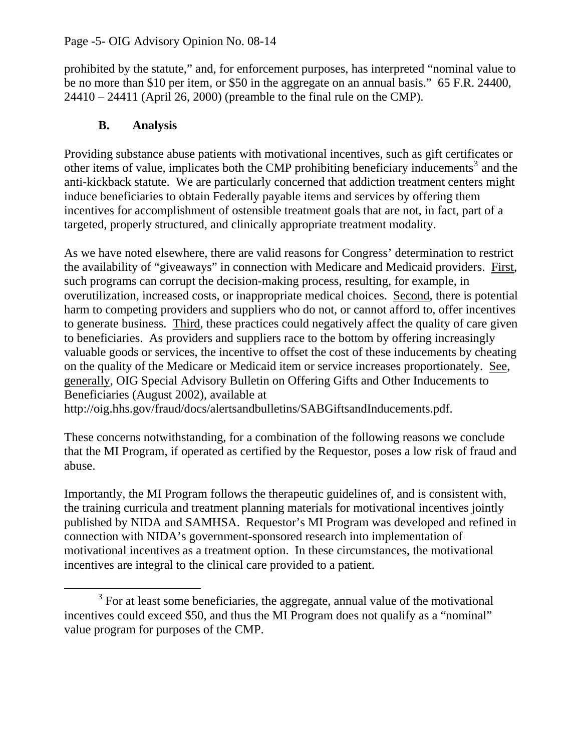prohibited by the statute," and, for enforcement purposes, has interpreted "nominal value to be no more than $10 per item, or $50 in the aggregate on an annual basis." 65 F.R. 24400, 24410 – 24411 (April 26, 2000) (preamble to the final rule on the CMP).

### B. Analysis

Providing substance abuse patients with motivational incentives, such as gift certificates or other items of value, implicates both the CMP prohibiting beneficiary inducements[3] and the anti-kickback statute. We are particularly concerned that addiction treatment centers might induce beneficiaries to obtain Federally payable items and services by offering them incentives for accomplishment of ostensible treatment goals that are not, in fact, part of a targeted, properly structured, and clinically appropriate treatment modality.

As we have noted elsewhere, there are valid reasons for Congress' determination to restrict the availability of "giveaways" in connection with Medicare and Medicaid providers. First, such programs can corrupt the decision-making process, resulting, for example, in overutilization, increased costs, or inappropriate medical choices. Second, there is potential harm to competing providers and suppliers who do not, or cannot afford to, offer incentives to generate business. Third, these practices could negatively affect the quality of care given to beneficiaries. As providers and suppliers race to the bottom by offering increasingly valuable goods or services, the incentive to offset the cost of these inducements by cheating on the quality of the Medicare or Medicaid item or service increases proportionately. See, generally, OIG Special Advisory Bulletin on Offering Gifts and Other Inducements to Beneficiaries (August 2002), available at http://oig.hhs.gov/fraud/docs/alertsandbulletins/SABGiftsandInducements.pdf.

These concerns notwithstanding, for a combination of the following reasons we conclude that the MI Program, if operated as certified by the Requestor, poses a low risk of fraud and abuse.

Importantly, the MI Program follows the therapeutic guidelines of, and is consistent with, the training curricula and treatment planning materials for motivational incentives jointly published by NIDA and SAMHSA. Requestor's MI Program was developed and refined in connection with NIDA's government-sponsored research into implementation of motivational incentives as a treatment option. In these circumstances, the motivational incentives are integral to the clinical care provided to a patient.

[3] For at least some beneficiaries, the aggregate, annual value of the motivational incentives could exceed $50, and thus the MI Program does not qualify as a "nominal" value program for purposes of the CMP.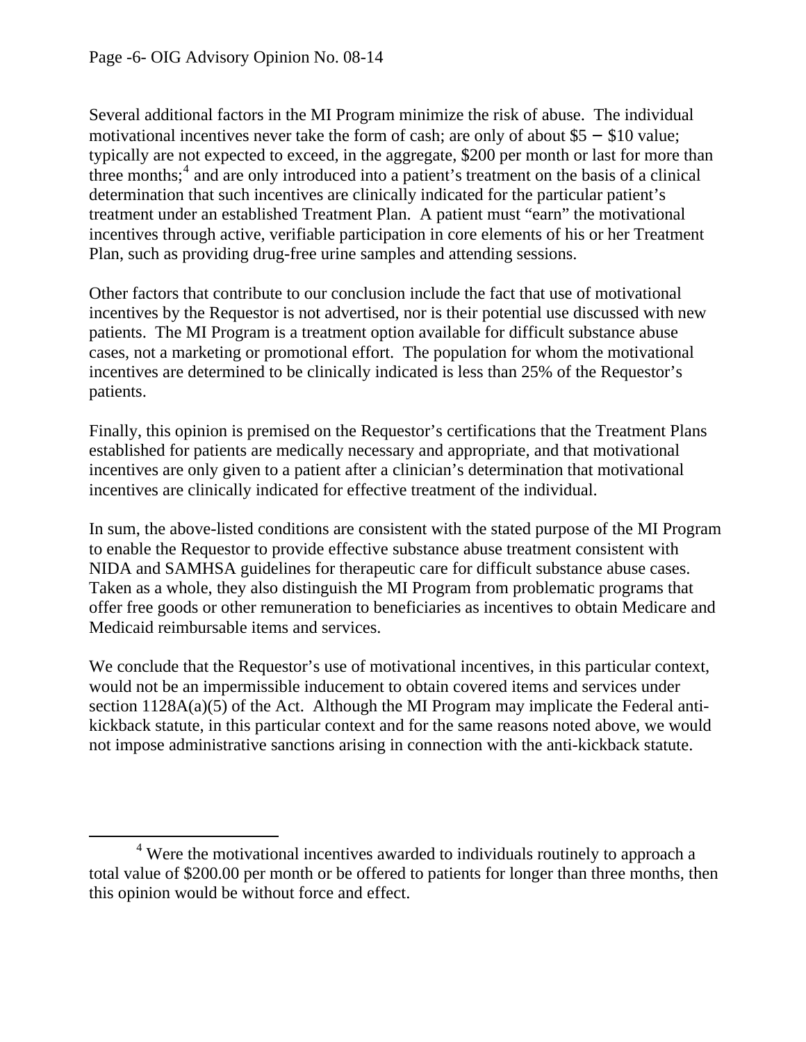Several additional factors in the MI Program minimize the risk of abuse. The individual motivational incentives never take the form of cash; are only of about \$5 – \$10 value; typically are not expected to exceed, in the aggregate, \$200 per month or last for more than three months;[4] and are only introduced into a patient's treatment on the basis of a clinical determination that such incentives are clinically indicated for the particular patient's treatment under an established Treatment Plan. A patient must "earn" the motivational incentives through active, verifiable participation in core elements of his or her Treatment Plan, such as providing drug-free urine samples and attending sessions.

Other factors that contribute to our conclusion include the fact that use of motivational incentives by the Requestor is not advertised, nor is their potential use discussed with new patients. The MI Program is a treatment option available for difficult substance abuse cases, not a marketing or promotional effort. The population for whom the motivational incentives are determined to be clinically indicated is less than 25% of the Requestor's patients.

Finally, this opinion is premised on the Requestor's certifications that the Treatment Plans established for patients are medically necessary and appropriate, and that motivational incentives are only given to a patient after a clinician's determination that motivational incentives are clinically indicated for effective treatment of the individual.

In sum, the above-listed conditions are consistent with the stated purpose of the MI Program to enable the Requestor to provide effective substance abuse treatment consistent with NIDA and SAMHSA guidelines for therapeutic care for difficult substance abuse cases. Taken as a whole, they also distinguish the MI Program from problematic programs that offer free goods or other remuneration to beneficiaries as incentives to obtain Medicare and Medicaid reimbursable items and services.

We conclude that the Requestor's use of motivational incentives, in this particular context, would not be an impermissible inducement to obtain covered items and services under section 1128A(a)(5) of the Act. Although the MI Program may implicate the Federal anti-kickback statute, in this particular context and for the same reasons noted above, we would not impose administrative sanctions arising in connection with the anti-kickback statute.

---

[4] Were the motivational incentives awarded to individuals routinely to approach a total value of \$200.00 per month or be offered to patients for longer than three months, then this opinion would be without force and effect.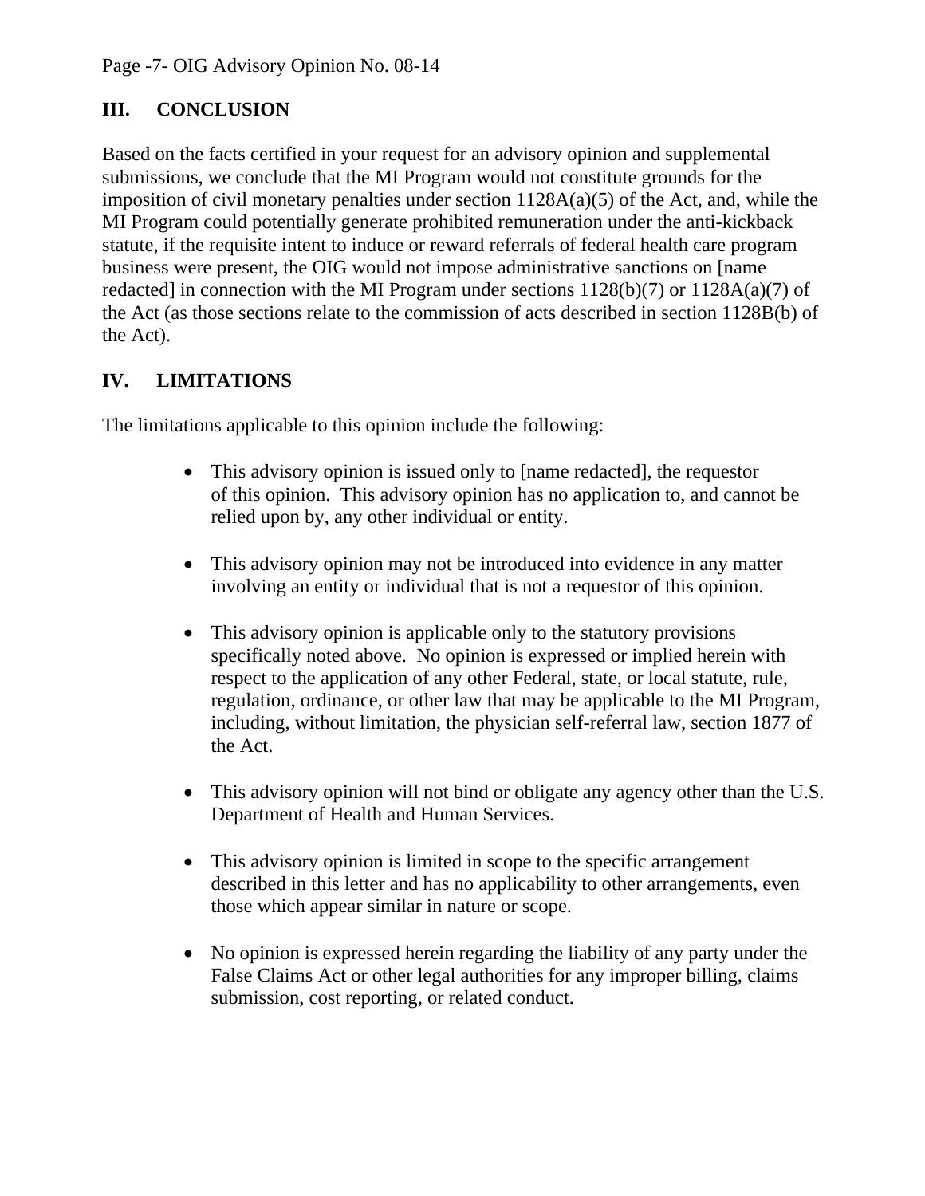## III. CONCLUSION

Based on the facts certified in your request for an advisory opinion and supplemental submissions, we conclude that the MI Program would not constitute grounds for the imposition of civil monetary penalties under section 1128A(a)(5) of the Act, and, while the MI Program could potentially generate prohibited remuneration under the anti-kickback statute, if the requisite intent to induce or reward referrals of federal health care program business were present, the OIG would not impose administrative sanctions on [name redacted] in connection with the MI Program under sections 1128(b)(7) or 1128A(a)(7) of the Act (as those sections relate to the commission of acts described in section 1128B(b) of the Act).

## IV. LIMITATIONS

The limitations applicable to this opinion include the following:

- This advisory opinion is issued only to [name redacted], the requestor of this opinion. This advisory opinion has no application to, and cannot be relied upon by, any other individual or entity.

- This advisory opinion may not be introduced into evidence in any matter involving an entity or individual that is not a requestor of this opinion.

- This advisory opinion is applicable only to the statutory provisions specifically noted above. No opinion is expressed or implied herein with respect to the application of any other Federal, state, or local statute, rule, regulation, ordinance, or other law that may be applicable to the MI Program, including, without limitation, the physician self-referral law, section 1877 of the Act.

- This advisory opinion will not bind or obligate any agency other than the U.S. Department of Health and Human Services.

- This advisory opinion is limited in scope to the specific arrangement described in this letter and has no applicability to other arrangements, even those which appear similar in nature or scope.

- No opinion is expressed herein regarding the liability of any party under the False Claims Act or other legal authorities for any improper billing, claims submission, cost reporting, or related conduct.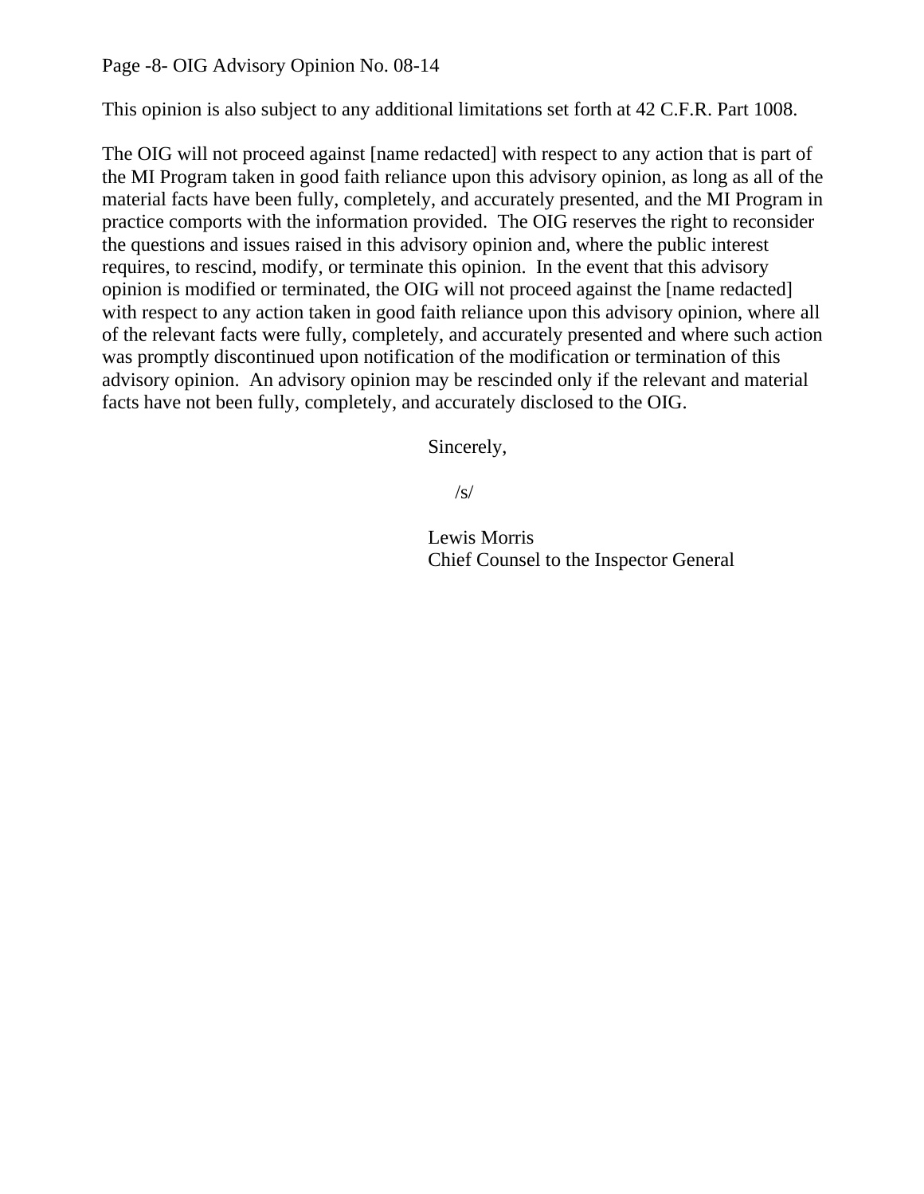This opinion is also subject to any additional limitations set forth at 42 C.F.R. Part 1008.

The OIG will not proceed against [name redacted] with respect to any action that is part of the MI Program taken in good faith reliance upon this advisory opinion, as long as all of the material facts have been fully, completely, and accurately presented, and the MI Program in practice comports with the information provided. The OIG reserves the right to reconsider the questions and issues raised in this advisory opinion and, where the public interest requires, to rescind, modify, or terminate this opinion. In the event that this advisory opinion is modified or terminated, the OIG will not proceed against the [name redacted] with respect to any action taken in good faith reliance upon this advisory opinion, where all of the relevant facts were fully, completely, and accurately presented and where such action was promptly discontinued upon notification of the modification or termination of this advisory opinion. An advisory opinion may be rescinded only if the relevant and material facts have not been fully, completely, and accurately disclosed to the OIG.

Sincerely,

/s/

Lewis Morris
Chief Counsel to the Inspector General